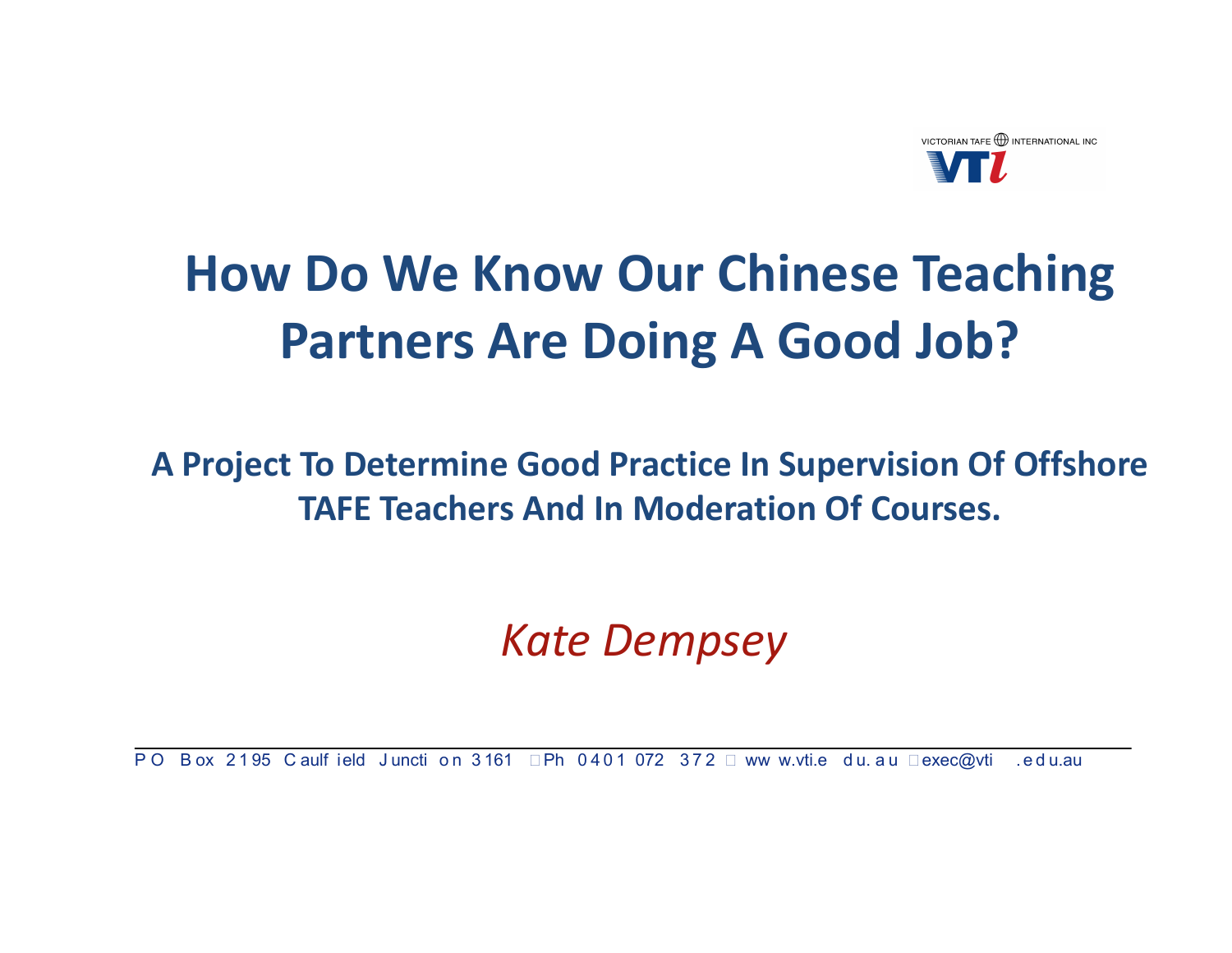VICTORIAN TAFE INTERNATIONAL INC

VTI

# How Do We Know Our Chinese Teaching Partners Are Doing A Good Job?

## A Project To Determine Good Practice In Supervision Of Offshore TAFE Teachers And In Moderation Of Courses.

*Kate Dempsey*

PO Box 2195 Caulfield Junction 3161 Ph 0401 072 372 www.vti.edu.au exec@vti.edu.au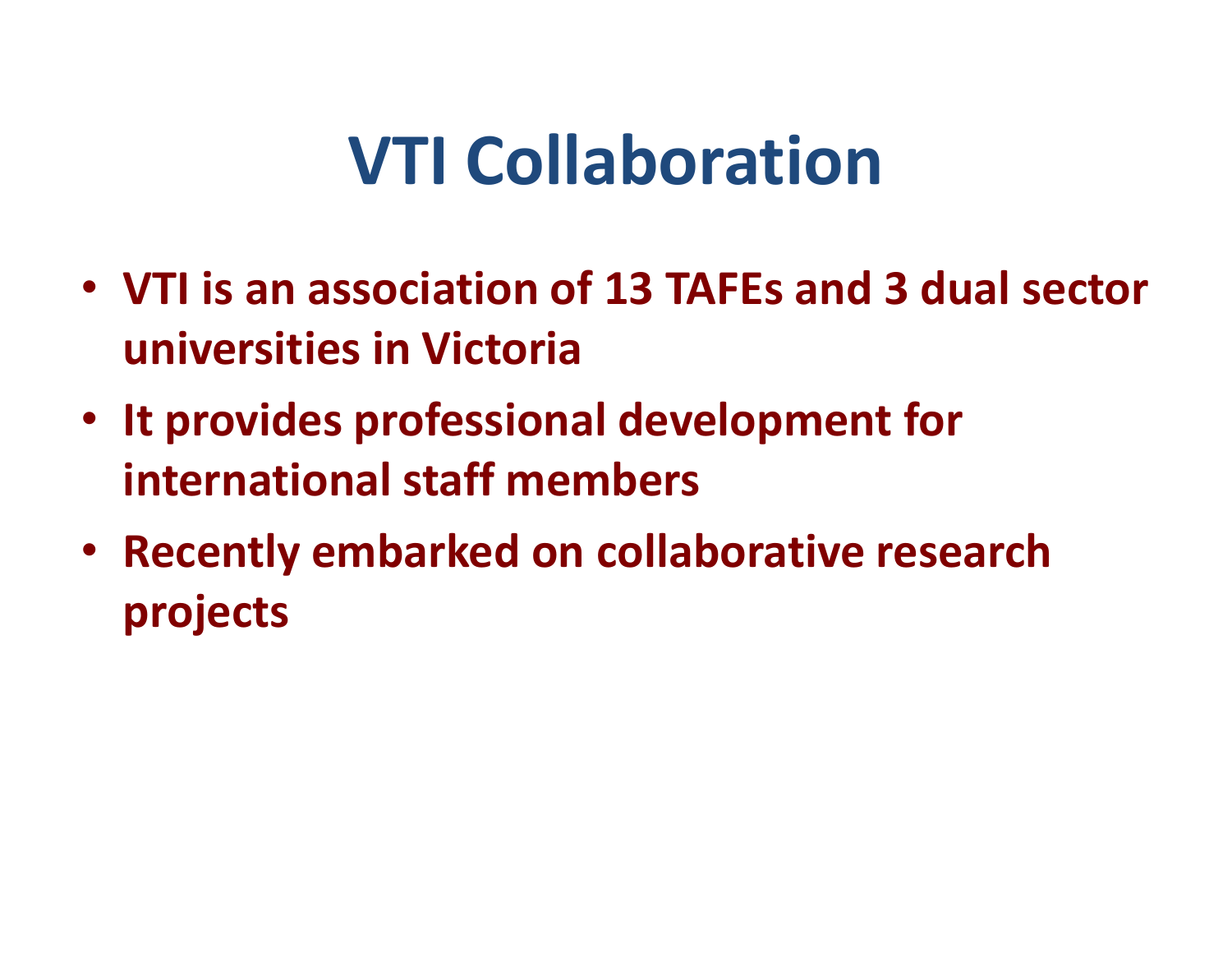# VTI Collaboration

- **VTI is an association of 13 TAFEs and 3 dual sector universities in Victoria**
- **It provides professional development for international staff members**
- **Recently embarked on collaborative research projects**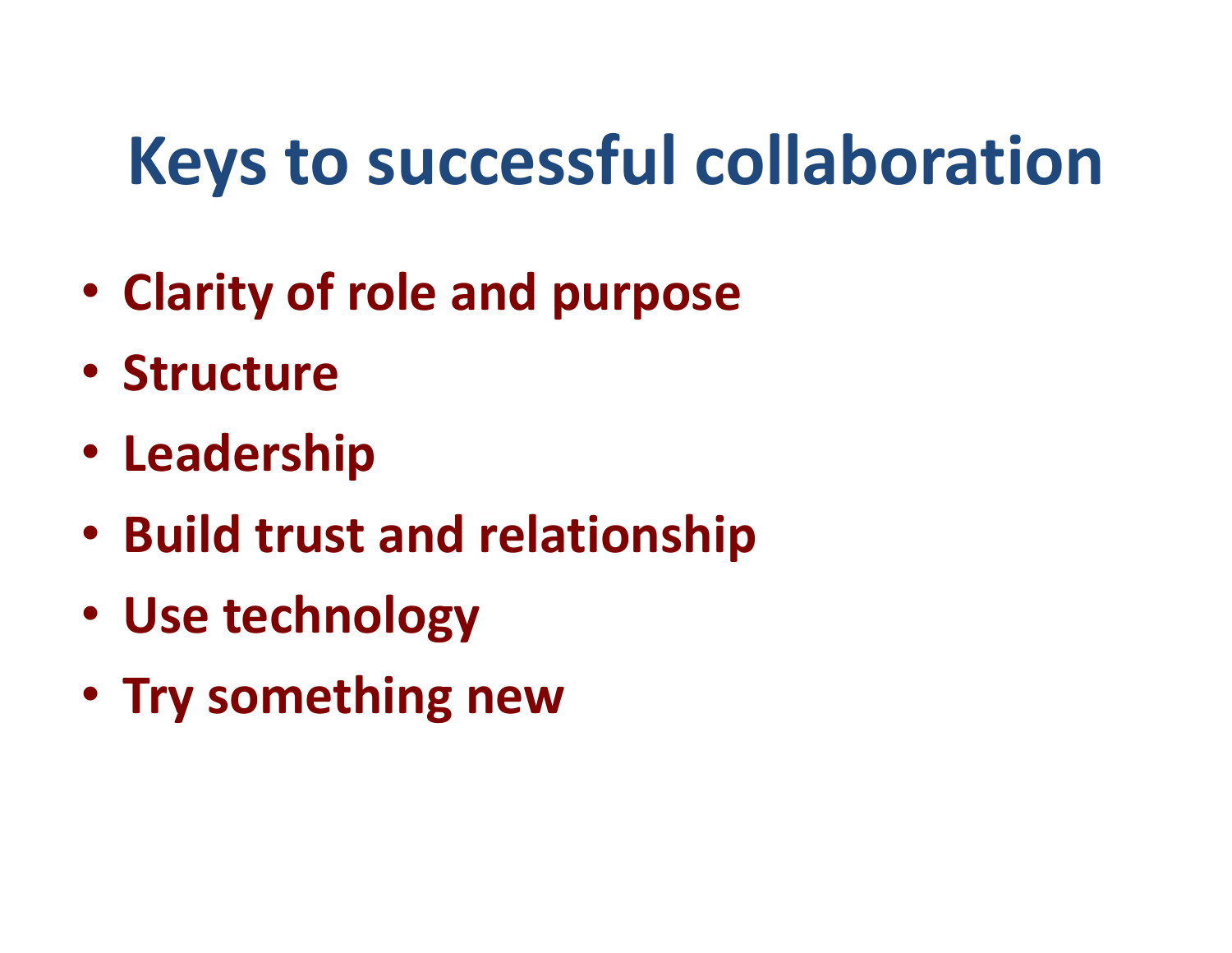# Keys to successful collaboration

- **Clarity of role and purpose**
- **Structure**
- **Leadership**
- **Build trust and relationship**
- **Use technology**
- **Try something new**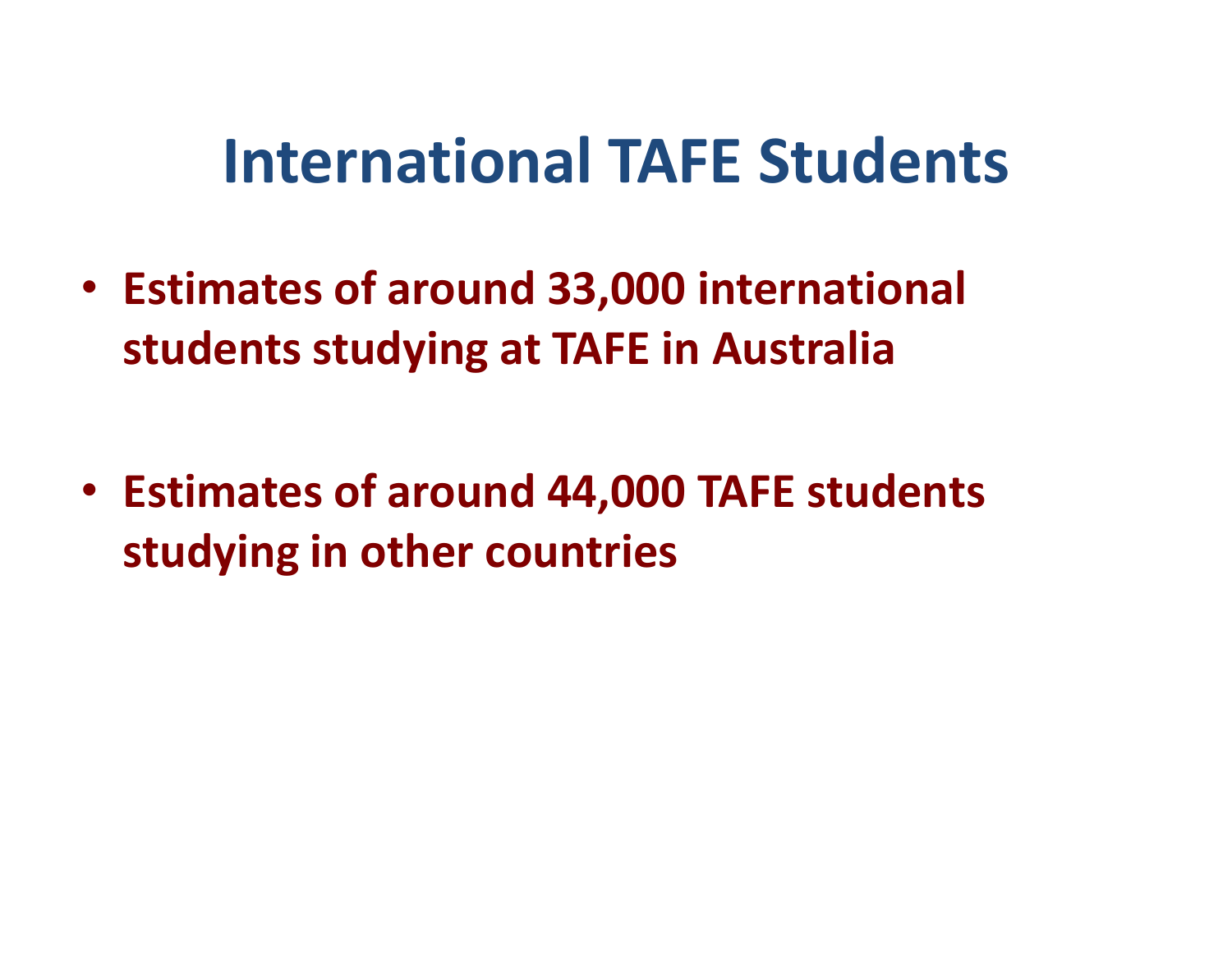# International TAFE Students

- **Estimates of around 33,000 international students studying at TAFE in Australia**

- **Estimates of around 44,000 TAFE students studying in other countries**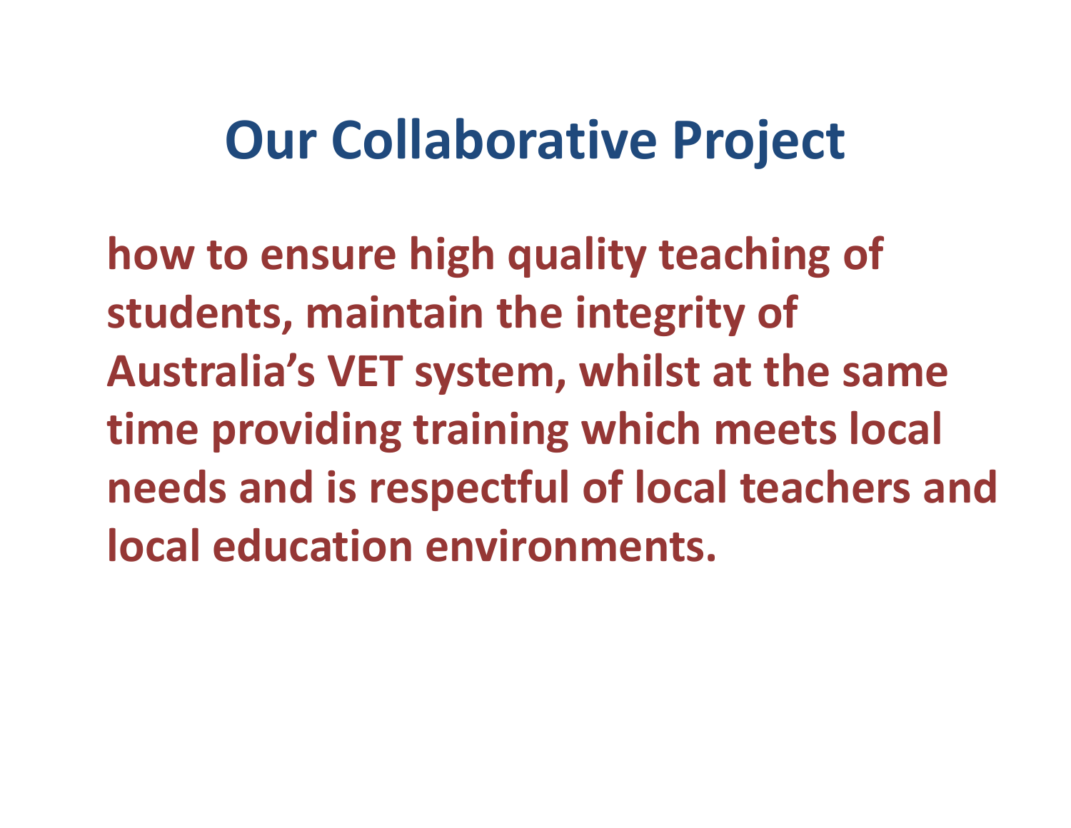# Our Collaborative Project

**how to ensure high quality teaching of students, maintain the integrity of Australia's VET system, whilst at the same time providing training which meets local needs and is respectful of local teachers and local education environments.**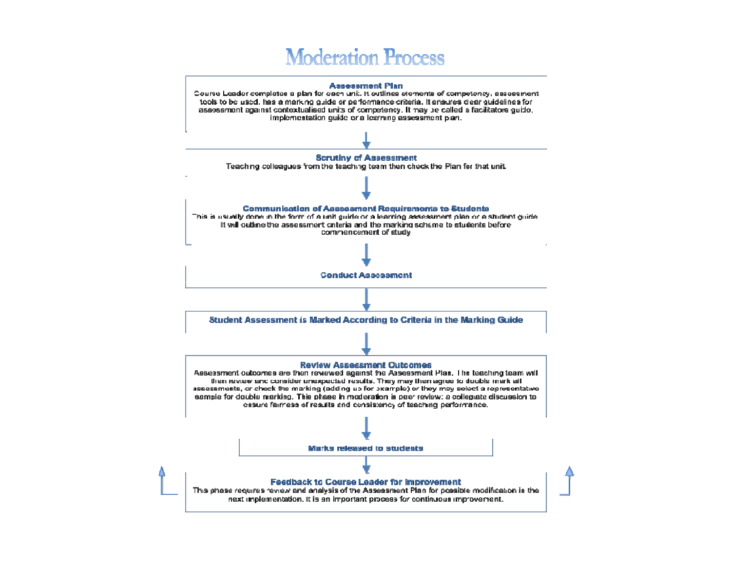# Moderation Process

**Assessment Plan**

Course Leader completes a plan for each unit. It outlines elements of competency, assessment tools to be used, has a marking guide or performance criteria. It ensures clear guidelines for assessment against contextualised units of competency. It may be called a facilitators guide, implementation guide or a learning assessment plan.

↓

**Scrutiny of Assessment**

Teaching colleagues from the teaching team then check the Plan for that unit.

↓

**Communication of Assessment Requirements to Students**

This is usually done in the form of a unit guide or a learning assessment plan or a student guide. It will outline the assessment criteria and the marking scheme to students before commencement of study

↓

**Conduct Assessment**

↓

**Student Assessment is Marked According to Criteria in the Marking Guide**

↓

**Review Assessment Outcomes**

Assessment outcomes are then reviewed against the Assessment Plan. The teaching team will then review and consider unexpected results. They may then agree to double mark all assessments, or check the marking (adding up for example) or they may select a representative sample for double marking. **This phase in moderation is peer review**: a collegiate discussion to ensure fairness of results and consistency of teaching performance.

↓

**Marks released to students**

↓

**Feedback to Course Leader for Improvement**

This phase requires review and analysis of the Assessment Plan for possible modification in the next implementation. It is an important process for continuous improvement.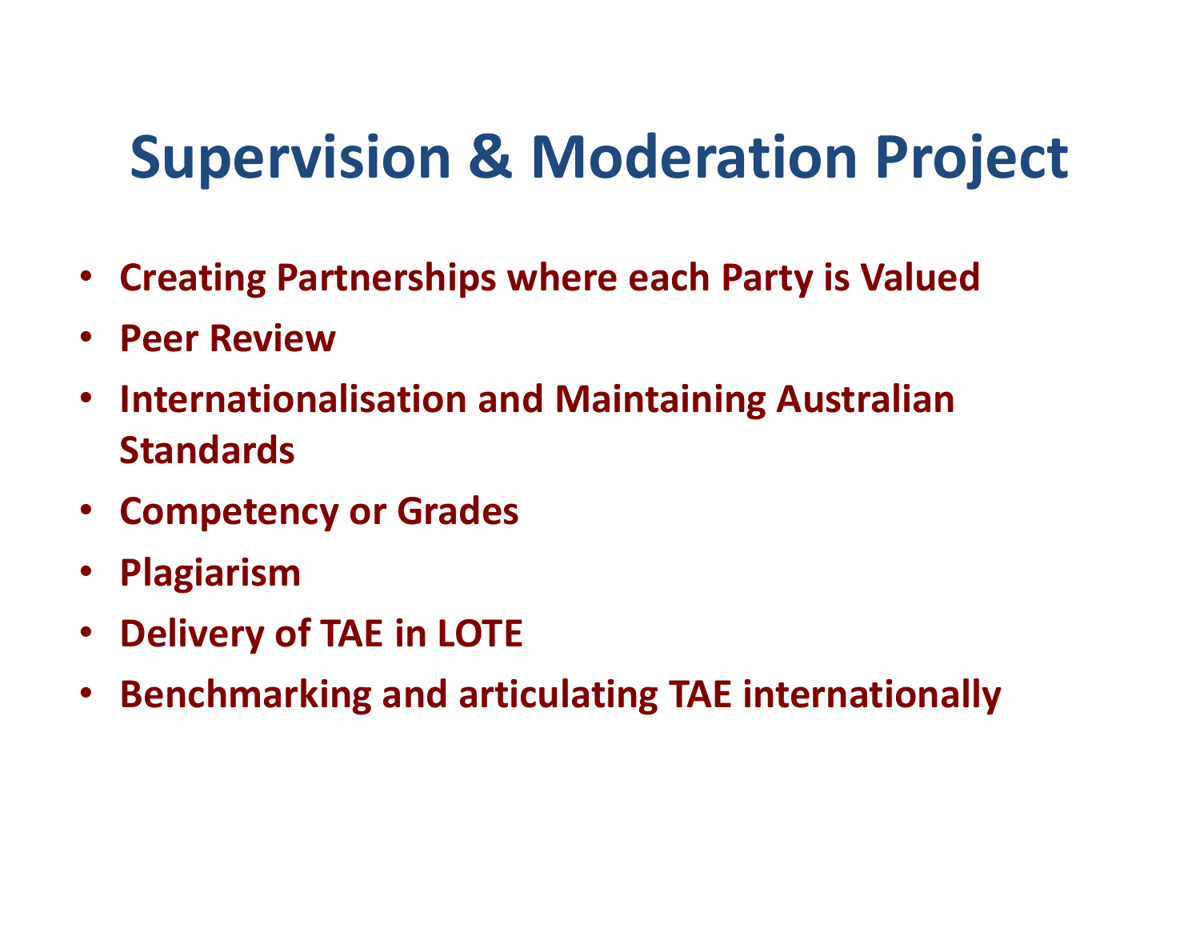# Supervision & Moderation Project

- **Creating Partnerships where each Party is Valued**
- **Peer Review**
- **Internationalisation and Maintaining Australian Standards**
- **Competency or Grades**
- **Plagiarism**
- **Delivery of TAE in LOTE**
- **Benchmarking and articulating TAE internationally**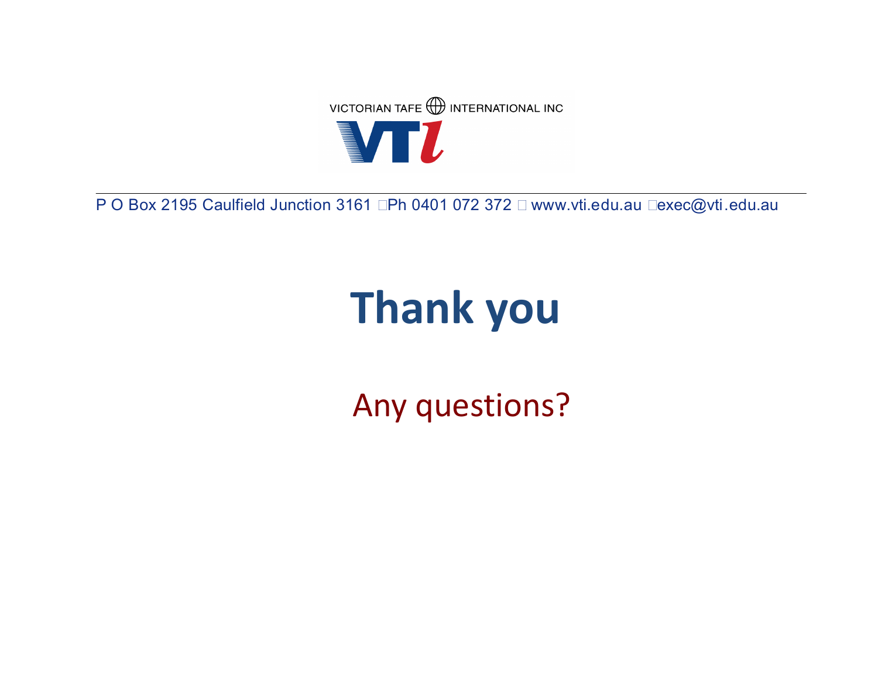VICTORIAN TAFE INTERNATIONAL INC

VTi

P O Box 2195 Caulfield Junction 3161 Ph 0401 072 372 www.vti.edu.au exec@vti.edu.au

# Thank you

Any questions?